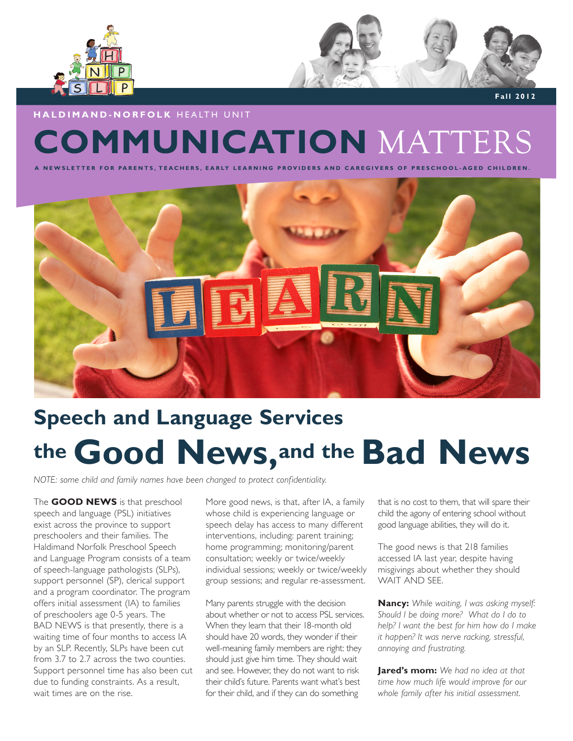Fall 2012

HALDIMAND-NORFOLK HEALTH UNIT

# COMMUNICATION MATTERS

A NEWSLETTER FOR PARENTS, TEACHERS, EARLY LEARNING PROVIDERS AND CAREGIVERS OF PRESCHOOL-AGED CHILDREN.

## Speech and Language Services the Good News, and the Bad News

*NOTE: some child and family names have been changed to protect confidentiality.*

The **GOOD NEWS** is that preschool speech and language (PSL) initiatives exist across the province to support preschoolers and their families. The Haldimand Norfolk Preschool Speech and Language Program consists of a team of speech-language pathologists (SLPs), support personnel (SP), clerical support and a program coordinator. The program offers initial assessment (IA) to families of preschoolers age 0-5 years. The BAD NEWS is that presently, there is a waiting time of four months to access IA by an SLP. Recently, SLPs have been cut from 3.7 to 2.7 across the two counties. Support personnel time has also been cut due to funding constraints. As a result, wait times are on the rise.

More good news, is that, after IA, a family whose child is experiencing language or speech delay has access to many different interventions, including: parent training; home programming; monitoring/parent consultation; weekly or twice/weekly individual sessions; weekly or twice/weekly group sessions; and regular re-assessment.

Many parents struggle with the decision about whether or not to access PSL services. When they learn that their 18-month old should have 20 words, they wonder if their well-meaning family members are right: they should just give him time. They should wait and see. However, they do not want to risk their child's future. Parents want what's best for their child, and if they can do something that is no cost to them, that will spare their child the agony of entering school without good language abilities, they will do it.

The good news is that 218 families accessed IA last year, despite having misgivings about whether they should WAIT AND SEE.

**Nancy:** *While waiting, I was asking myself: Should I be doing more? What do I do to help? I want the best for him how do I make it happen? It was nerve racking, stressful, annoying and frustrating.*

**Jared's mom:** *We had no idea at that time how much life would improve for our whole family after his initial assessment.*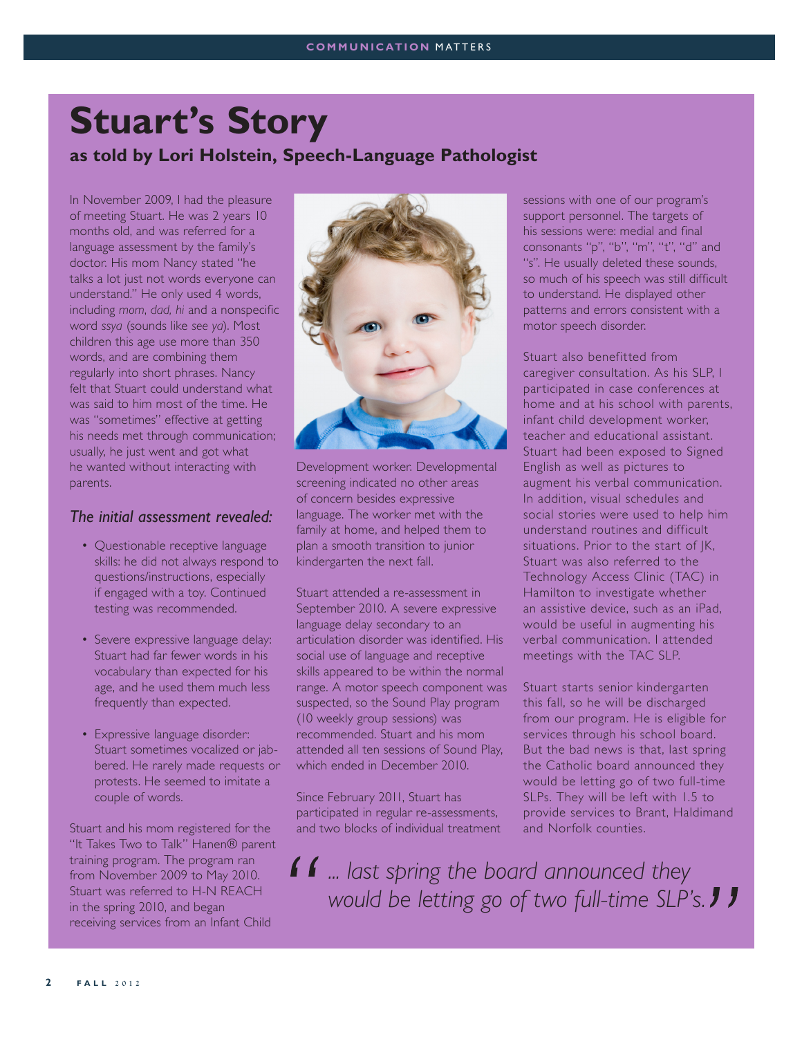# Stuart's Story

## as told by Lori Holstein, Speech-Language Pathologist

In November 2009, I had the pleasure of meeting Stuart. He was 2 years 10 months old, and was referred for a language assessment by the family's doctor. His mom Nancy stated "he talks a lot just not words everyone can understand." He only used 4 words, including *mom, dad, hi* and a nonspecific word *ssya* (sounds like *see ya*). Most children this age use more than 350 words, and are combining them regularly into short phrases. Nancy felt that Stuart could understand what was said to him most of the time. He was "sometimes" effective at getting his needs met through communication; usually, he just went and got what he wanted without interacting with parents.

### *The initial assessment revealed:*

- Questionable receptive language skills: he did not always respond to questions/instructions, especially if engaged with a toy. Continued testing was recommended.
- Severe expressive language delay: Stuart had far fewer words in his vocabulary than expected for his age, and he used them much less frequently than expected.
- Expressive language disorder: Stuart sometimes vocalized or jabbered. He rarely made requests or protests. He seemed to imitate a couple of words.

Stuart and his mom registered for the "It Takes Two to Talk" Hanen® parent training program. The program ran from November 2009 to May 2010. Stuart was referred to H-N REACH in the spring 2010, and began receiving services from an Infant Child Development worker. Developmental screening indicated no other areas of concern besides expressive language. The worker met with the family at home, and helped them to plan a smooth transition to junior kindergarten the next fall.

Stuart attended a re-assessment in September 2010. A severe expressive language delay secondary to an articulation disorder was identified. His social use of language and receptive skills appeared to be within the normal range. A motor speech component was suspected, so the Sound Play program (10 weekly group sessions) was recommended. Stuart and his mom attended all ten sessions of Sound Play, which ended in December 2010.

Since February 2011, Stuart has participated in regular re-assessments, and two blocks of individual treatment sessions with one of our program's support personnel. The targets of his sessions were: medial and final consonants "p", "b", "m", "t", "d" and "s". He usually deleted these sounds, so much of his speech was still difficult to understand. He displayed other patterns and errors consistent with a motor speech disorder.

Stuart also benefitted from caregiver consultation. As his SLP, I participated in case conferences at home and at his school with parents, infant child development worker, teacher and educational assistant. Stuart had been exposed to Signed English as well as pictures to augment his verbal communication. In addition, visual schedules and social stories were used to help him understand routines and difficult situations. Prior to the start of JK, Stuart was also referred to the Technology Access Clinic (TAC) in Hamilton to investigate whether an assistive device, such as an iPad, would be useful in augmenting his verbal communication. I attended meetings with the TAC SLP.

Stuart starts senior kindergarten this fall, so he will be discharged from our program. He is eligible for services through his school board. But the bad news is that, last spring the Catholic board announced they would be letting go of two full-time SLPs. They will be left with 1.5 to provide services to Brant, Haldimand and Norfolk counties.

> *"... last spring the board announced they would be letting go of two full-time SLP's."*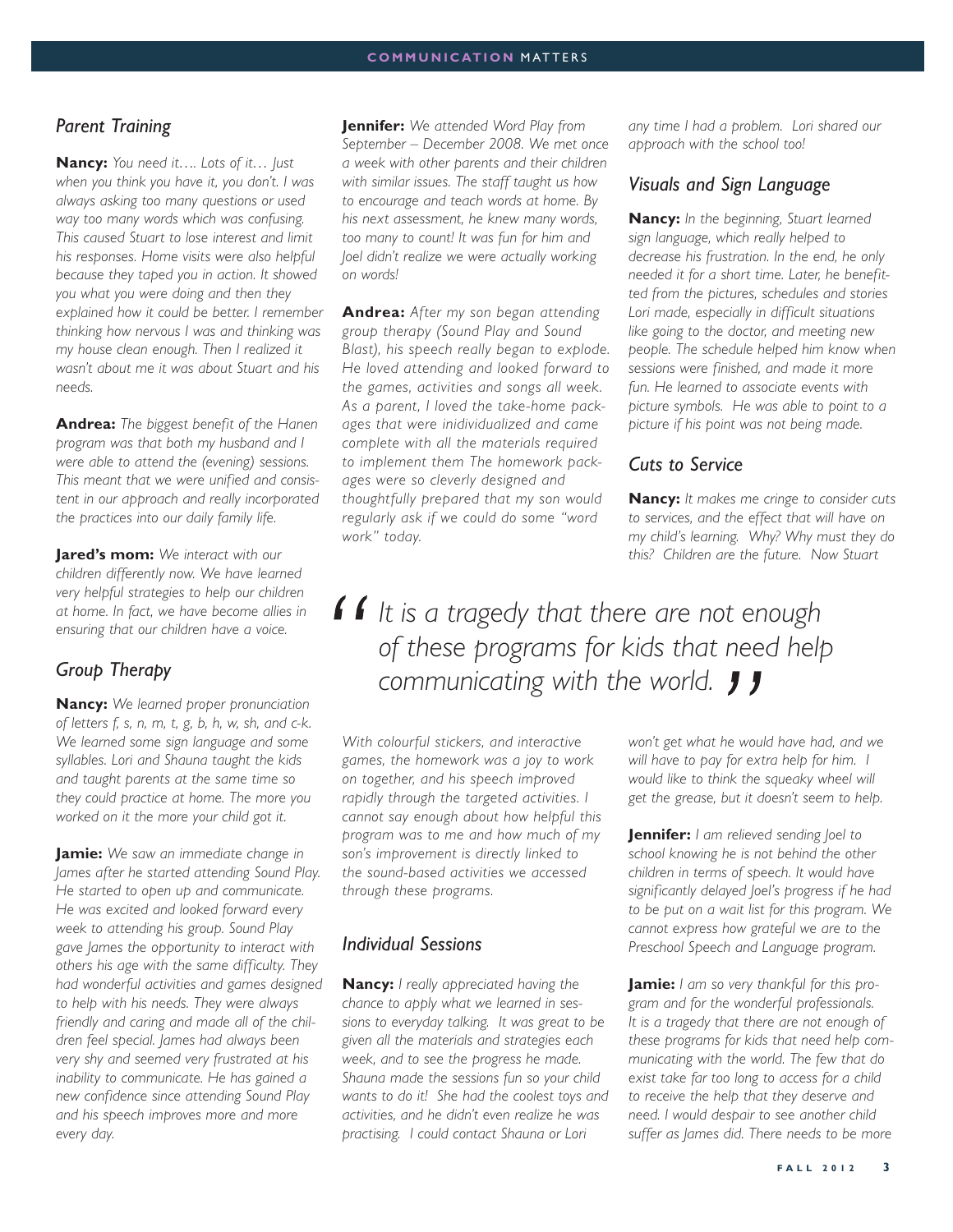## Parent Training

**Nancy:** *You need it…. Lots of it… Just when you think you have it, you don't. I was always asking too many questions or used way too many words which was confusing. This caused Stuart to lose interest and limit his responses. Home visits were also helpful because they taped you in action. It showed you what you were doing and then they explained how it could be better. I remember thinking how nervous I was and thinking was my house clean enough. Then I realized it wasn't about me it was about Stuart and his needs.*

**Andrea:** *The biggest benefit of the Hanen program was that both my husband and I were able to attend the (evening) sessions. This meant that we were unified and consistent in our approach and really incorporated the practices into our daily family life.*

**Jared's mom:** *We interact with our children differently now. We have learned very helpful strategies to help our children at home. In fact, we have become allies in ensuring that our children have a voice.*

## Group Therapy

**Nancy:** *We learned proper pronunciation of letters f, s, n, m, t, g, b, h, w, sh, and c-k. We learned some sign language and some syllables. Lori and Shauna taught the kids and taught parents at the same time so they could practice at home. The more you worked on it the more your child got it.*

**Jamie:** *We saw an immediate change in James after he started attending Sound Play. He started to open up and communicate. He was excited and looked forward every week to attending his group. Sound Play gave James the opportunity to interact with others his age with the same difficulty. They had wonderful activities and games designed to help with his needs. They were always friendly and caring and made all of the children feel special. James had always been very shy and seemed very frustrated at his inability to communicate. He has gained a new confidence since attending Sound Play and his speech improves more and more every day.*

**Jennifer:** *We attended Word Play from September – December 2008. We met once a week with other parents and their children with similar issues. The staff taught us how to encourage and teach words at home. By his next assessment, he knew many words, too many to count! It was fun for him and Joel didn't realize we were actually working on words!*

**Andrea:** *After my son began attending group therapy (Sound Play and Sound Blast), his speech really began to explode. He loved attending and looked forward to the games, activities and songs all week. As a parent, I loved the take-home packages that were inidividualized and came complete with all the materials required to implement them The homework packages were so cleverly designed and thoughtfully prepared that my son would regularly ask if we could do some "word work" today. With colourful stickers, and interactive games, the homework was a joy to work on together, and his speech improved rapidly through the targeted activities. I cannot say enough about how helpful this program was to me and how much of my son's improvement is directly linked to the sound-based activities we accessed through these programs.*

## Individual Sessions

**Nancy:** *I really appreciated having the chance to apply what we learned in sessions to everyday talking. It was great to be given all the materials and strategies each week, and to see the progress he made. Shauna made the sessions fun so your child wants to do it! She had the coolest toys and activities, and he didn't even realize he was practising. I could contact Shauna or Lori any time I had a problem. Lori shared our approach with the school too!*

## Visuals and Sign Language

**Nancy:** *In the beginning, Stuart learned sign language, which really helped to decrease his frustration. In the end, he only needed it for a short time. Later, he benefitted from the pictures, schedules and stories Lori made, especially in difficult situations like going to the doctor, and meeting new people. The schedule helped him know when sessions were finished, and made it more fun. He learned to associate events with picture symbols. He was able to point to a picture if his point was not being made.*

## Cuts to Service

**Nancy:** *It makes me cringe to consider cuts to services, and the effect that will have on my child's learning. Why? Why must they do this? Children are the future. Now Stuart won't get what he would have had, and we will have to pay for extra help for him. I would like to think the squeaky wheel will get the grease, but it doesn't seem to help.*

**Jennifer:** *I am relieved sending Joel to school knowing he is not behind the other children in terms of speech. It would have significantly delayed Joel's progress if he had to be put on a wait list for this program. We cannot express how grateful we are to the Preschool Speech and Language program.*

**Jamie:** *I am so very thankful for this program and for the wonderful professionals. It is a tragedy that there are not enough of these programs for kids that need help communicating with the world. The few that do exist take far too long to access for a child to receive the help that they deserve and need. I would despair to see another child suffer as James did. There needs to be more*

> *"It is a tragedy that there are not enough of these programs for kids that need help communicating with the world."*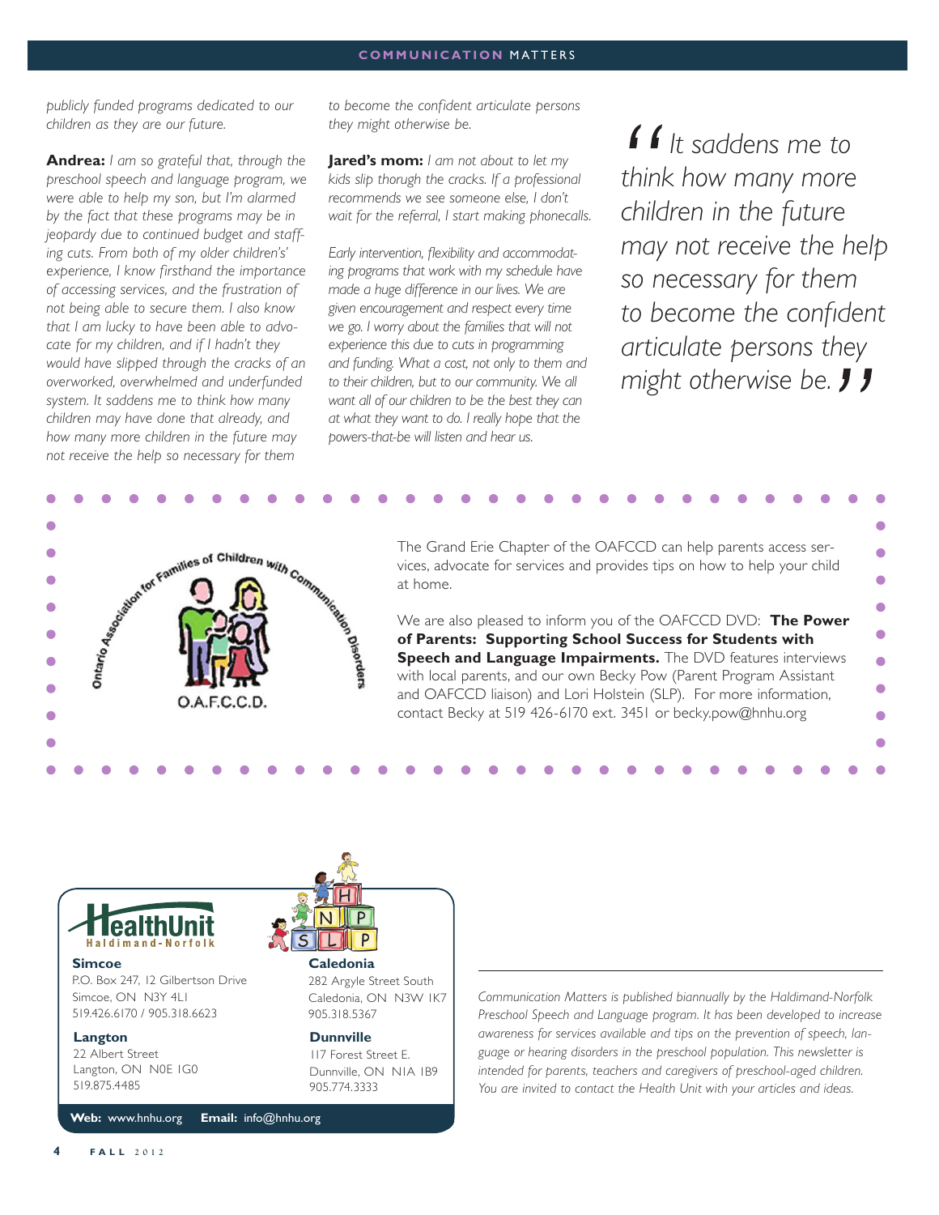*publicly funded programs dedicated to our children as they are our future.*

**Andrea:** *I am so grateful that, through the preschool speech and language program, we were able to help my son, but I'm alarmed by the fact that these programs may be in jeopardy due to continued budget and staffing cuts. From both of my older children's' experience, I know firsthand the importance of accessing services, and the frustration of not being able to secure them. I also know that I am lucky to have been able to advocate for my children, and if I hadn't they would have slipped through the cracks of an overworked, overwhelmed and underfunded system. It saddens me to think how many children may have done that already, and how many more children in the future may not receive the help so necessary for them to become the confident articulate persons they might otherwise be.*

**Jared's mom:** *I am not about to let my kids slip thorugh the cracks. If a professional recommends we see someone else, I don't wait for the referral, I start making phonecalls.*

*Early intervention, flexibility and accommodating programs that work with my schedule have made a huge difference in our lives. We are given encouragement and respect every time we go. I worry about the families that will not experience this due to cuts in programming and funding. What a cost, not only to them and to their children, but to our community. We all want all of our children to be the best they can at what they want to do. I really hope that the powers-that-be will listen and hear us.*

> *"It saddens me to think how many more children in the future may not receive the help so necessary for them to become the confident articulate persons they might otherwise be."*

Ontario Association for Families of Children with Communication Disorders

O.A.F.C.C.D.

The Grand Erie Chapter of the OAFCCD can help parents access services, advocate for services and provides tips on how to help your child at home.

We are also pleased to inform you of the OAFCCD DVD: **The Power of Parents: Supporting School Success for Students with Speech and Language Impairments.** The DVD features interviews with local parents, and our own Becky Pow (Parent Program Assistant and OAFCCD liaison) and Lori Holstein (SLP). For more information, contact Becky at 519 426-6170 ext. 3451 or becky.pow@hnhu.org

HealthUnit Haldimand-Norfolk

HNP SLP

**Simcoe**
P.O. Box 247, 12 Gilbertson Drive
Simcoe, ON N3Y 4L1
519.426.6170 / 905.318.6623

**Langton**
22 Albert Street
Langton, ON N0E 1G0
519.875.4485

**Caledonia**
282 Argyle Street South
Caledonia, ON N3W 1K7
905.318.5367

**Dunnville**
117 Forest Street E.
Dunnville, ON N1A 1B9
905.774.3333

**Web:** www.hnhu.org **Email:** info@hnhu.org

*Communication Matters is published biannually by the Haldimand-Norfolk Preschool Speech and Language program. It has been developed to increase awareness for services available and tips on the prevention of speech, language or hearing disorders in the preschool population. This newsletter is intended for parents, teachers and caregivers of preschool-aged children. You are invited to contact the Health Unit with your articles and ideas.*